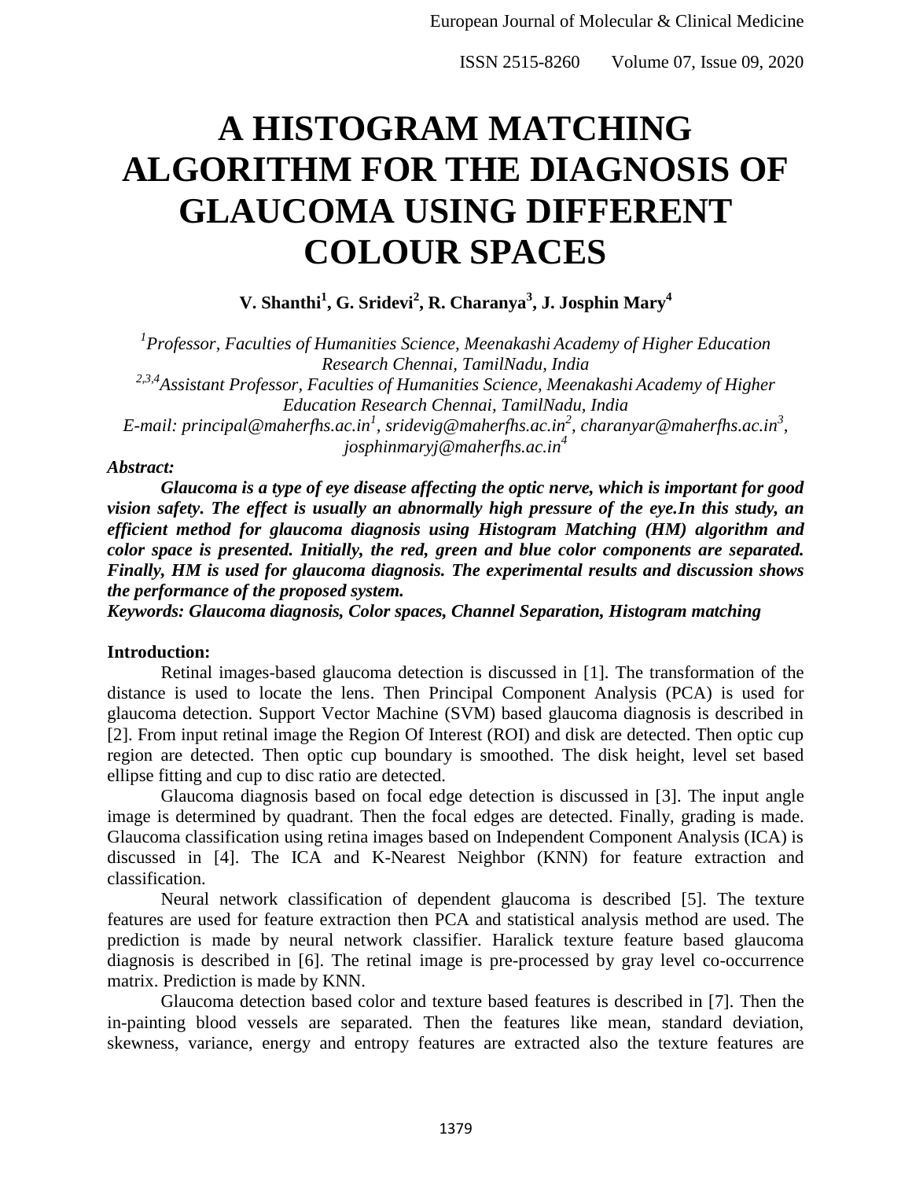# A HISTOGRAM MATCHING ALGORITHM FOR THE DIAGNOSIS OF GLAUCOMA USING DIFFERENT COLOUR SPACES

**V. Shanthi[1], G. Sridevi[2], R. Charanya[3], J. Josphin Mary[4]**

*[1]Professor, Faculties of Humanities Science, Meenakashi Academy of Higher Education Research Chennai, TamilNadu, India*
*[2,3,4]Assistant Professor, Faculties of Humanities Science, Meenakashi Academy of Higher Education Research Chennai, TamilNadu, India*
*E-mail: principal@maherfhs.ac.in[1], sridevig@maherfhs.ac.in[2], charanyar@maherfhs.ac.in[3], josphinmaryj@maherfhs.ac.in[4]*

***Abstract:***

***Glaucoma is a type of eye disease affecting the optic nerve, which is important for good vision safety. The effect is usually an abnormally high pressure of the eye.In this study, an efficient method for glaucoma diagnosis using Histogram Matching (HM) algorithm and color space is presented. Initially, the red, green and blue color components are separated. Finally, HM is used for glaucoma diagnosis. The experimental results and discussion shows the performance of the proposed system.***

***Keywords: Glaucoma diagnosis, Color spaces, Channel Separation, Histogram matching***

**Introduction:**

Retinal images-based glaucoma detection is discussed in [1]. The transformation of the distance is used to locate the lens. Then Principal Component Analysis (PCA) is used for glaucoma detection. Support Vector Machine (SVM) based glaucoma diagnosis is described in [2]. From input retinal image the Region Of Interest (ROI) and disk are detected. Then optic cup region are detected. Then optic cup boundary is smoothed. The disk height, level set based ellipse fitting and cup to disc ratio are detected.

Glaucoma diagnosis based on focal edge detection is discussed in [3]. The input angle image is determined by quadrant. Then the focal edges are detected. Finally, grading is made. Glaucoma classification using retina images based on Independent Component Analysis (ICA) is discussed in [4]. The ICA and K-Nearest Neighbor (KNN) for feature extraction and classification.

Neural network classification of dependent glaucoma is described [5]. The texture features are used for feature extraction then PCA and statistical analysis method are used. The prediction is made by neural network classifier. Haralick texture feature based glaucoma diagnosis is described in [6]. The retinal image is pre-processed by gray level co-occurrence matrix. Prediction is made by KNN.

Glaucoma detection based color and texture based features is described in [7]. Then the in-painting blood vessels are separated. Then the features like mean, standard deviation, skewness, variance, energy and entropy features are extracted also the texture features are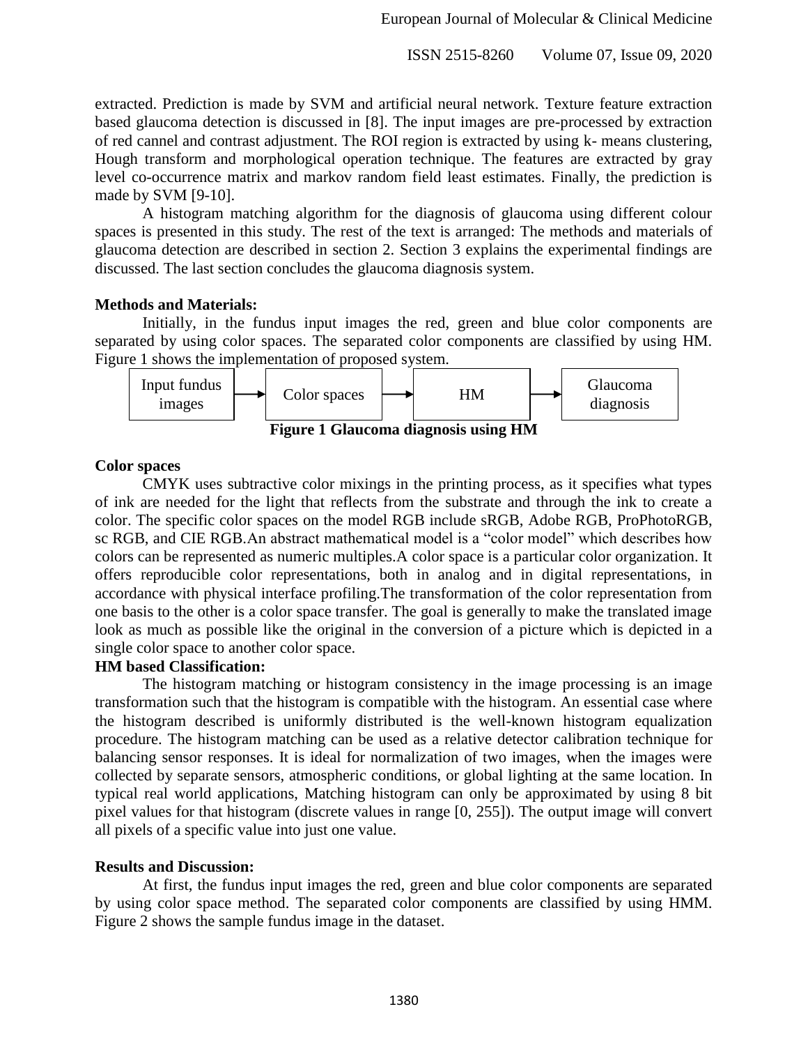extracted. Prediction is made by SVM and artificial neural network. Texture feature extraction based glaucoma detection is discussed in [8]. The input images are pre-processed by extraction of red cannel and contrast adjustment. The ROI region is extracted by using k- means clustering, Hough transform and morphological operation technique. The features are extracted by gray level co-occurrence matrix and markov random field least estimates. Finally, the prediction is made by SVM [9-10].

A histogram matching algorithm for the diagnosis of glaucoma using different colour spaces is presented in this study. The rest of the text is arranged: The methods and materials of glaucoma detection are described in section 2. Section 3 explains the experimental findings are discussed. The last section concludes the glaucoma diagnosis system.

**Methods and Materials:**

Initially, in the fundus input images the red, green and blue color components are separated by using color spaces. The separated color components are classified by using HM. Figure 1 shows the implementation of proposed system.

Input fundus images → Color spaces → HM → Glaucoma diagnosis

**Figure 1 Glaucoma diagnosis using HM**

**Color spaces**

CMYK uses subtractive color mixings in the printing process, as it specifies what types of ink are needed for the light that reflects from the substrate and through the ink to create a color. The specific color spaces on the model RGB include sRGB, Adobe RGB, ProPhotoRGB, sc RGB, and CIE RGB.An abstract mathematical model is a "color model" which describes how colors can be represented as numeric multiples.A color space is a particular color organization. It offers reproducible color representations, both in analog and in digital representations, in accordance with physical interface profiling.The transformation of the color representation from one basis to the other is a color space transfer. The goal is generally to make the translated image look as much as possible like the original in the conversion of a picture which is depicted in a single color space to another color space.

**HM based Classification:**

The histogram matching or histogram consistency in the image processing is an image transformation such that the histogram is compatible with the histogram. An essential case where the histogram described is uniformly distributed is the well-known histogram equalization procedure. The histogram matching can be used as a relative detector calibration technique for balancing sensor responses. It is ideal for normalization of two images, when the images were collected by separate sensors, atmospheric conditions, or global lighting at the same location. In typical real world applications, Matching histogram can only be approximated by using 8 bit pixel values for that histogram (discrete values in range [0, 255]). The output image will convert all pixels of a specific value into just one value.

**Results and Discussion:**

At first, the fundus input images the red, green and blue color components are separated by using color space method. The separated color components are classified by using HMM. Figure 2 shows the sample fundus image in the dataset.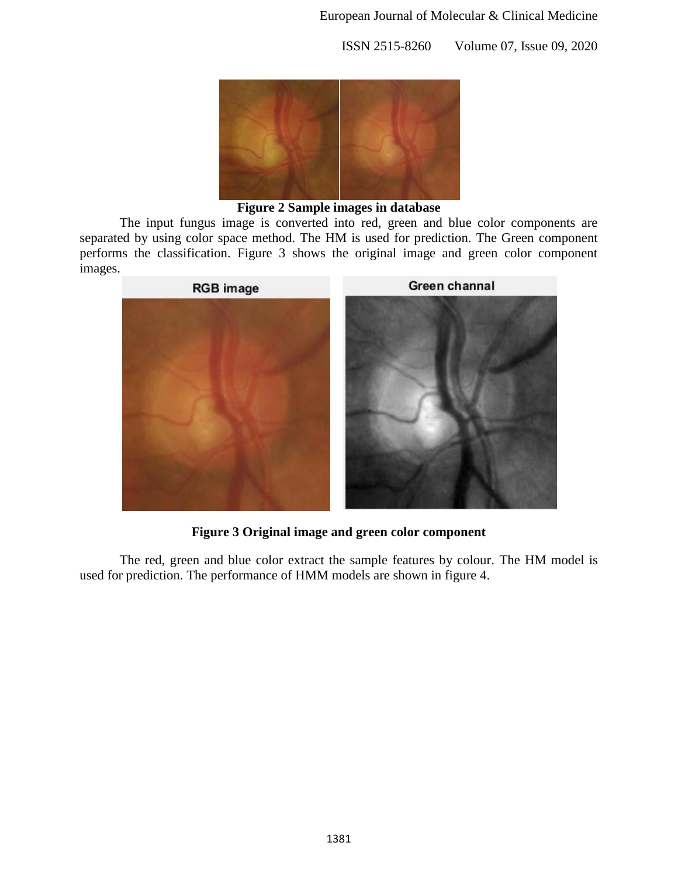**Figure 2 Sample images in database**

The input fungus image is converted into red, green and blue color components are separated by using color space method. The HM is used for prediction. The Green component performs the classification. Figure 3 shows the original image and green color component images.

**Figure 3 Original image and green color component**

The red, green and blue color extract the sample features by colour. The HM model is used for prediction. The performance of HMM models are shown in figure 4.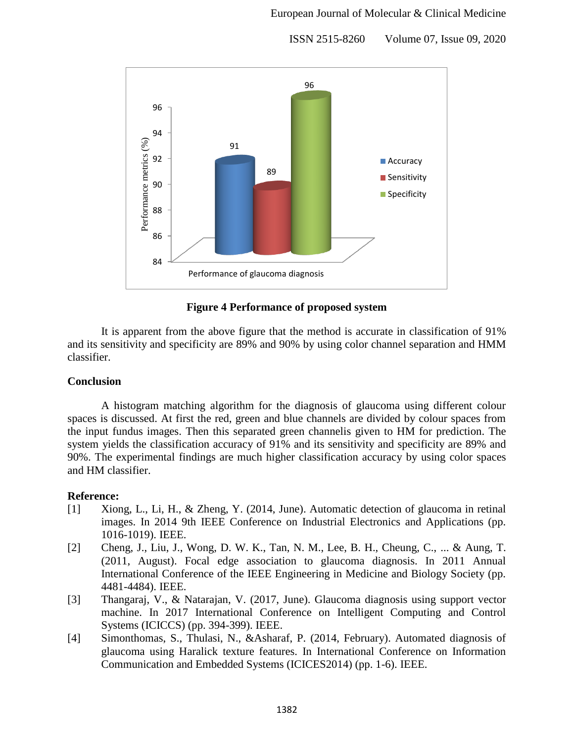**Figure 4 Performance of proposed system**

It is apparent from the above figure that the method is accurate in classification of 91% and its sensitivity and specificity are 89% and 90% by using color channel separation and HMM classifier.

## Conclusion

A histogram matching algorithm for the diagnosis of glaucoma using different colour spaces is discussed. At first the red, green and blue channels are divided by colour spaces from the input fundus images. Then this separated green channelis given to HM for prediction. The system yields the classification accuracy of 91% and its sensitivity and specificity are 89% and 90%. The experimental findings are much higher classification accuracy by using color spaces and HM classifier.

## Reference:

[1] Xiong, L., Li, H., & Zheng, Y. (2014, June). Automatic detection of glaucoma in retinal images. In 2014 9th IEEE Conference on Industrial Electronics and Applications (pp. 1016-1019). IEEE.

[2] Cheng, J., Liu, J., Wong, D. W. K., Tan, N. M., Lee, B. H., Cheung, C., ... & Aung, T. (2011, August). Focal edge association to glaucoma diagnosis. In 2011 Annual International Conference of the IEEE Engineering in Medicine and Biology Society (pp. 4481-4484). IEEE.

[3] Thangaraj, V., & Natarajan, V. (2017, June). Glaucoma diagnosis using support vector machine. In 2017 International Conference on Intelligent Computing and Control Systems (ICICCS) (pp. 394-399). IEEE.

[4] Simonthomas, S., Thulasi, N., &Asharaf, P. (2014, February). Automated diagnosis of glaucoma using Haralick texture features. In International Conference on Information Communication and Embedded Systems (ICICES2014) (pp. 1-6). IEEE.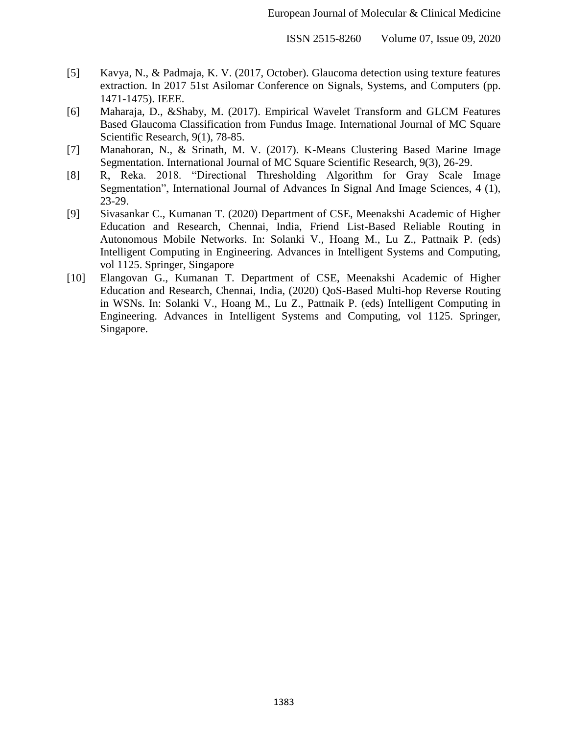[5] Kavya, N., & Padmaja, K. V. (2017, October). Glaucoma detection using texture features extraction. In 2017 51st Asilomar Conference on Signals, Systems, and Computers (pp. 1471-1475). IEEE.

[6] Maharaja, D., &Shaby, M. (2017). Empirical Wavelet Transform and GLCM Features Based Glaucoma Classification from Fundus Image. International Journal of MC Square Scientific Research, 9(1), 78-85.

[7] Manahoran, N., & Srinath, M. V. (2017). K-Means Clustering Based Marine Image Segmentation. International Journal of MC Square Scientific Research, 9(3), 26-29.

[8] R, Reka. 2018. "Directional Thresholding Algorithm for Gray Scale Image Segmentation", International Journal of Advances In Signal And Image Sciences, 4 (1), 23-29.

[9] Sivasankar C., Kumanan T. (2020) Department of CSE, Meenakshi Academic of Higher Education and Research, Chennai, India, Friend List-Based Reliable Routing in Autonomous Mobile Networks. In: Solanki V., Hoang M., Lu Z., Pattnaik P. (eds) Intelligent Computing in Engineering. Advances in Intelligent Systems and Computing, vol 1125. Springer, Singapore

[10] Elangovan G., Kumanan T. Department of CSE, Meenakshi Academic of Higher Education and Research, Chennai, India, (2020) QoS-Based Multi-hop Reverse Routing in WSNs. In: Solanki V., Hoang M., Lu Z., Pattnaik P. (eds) Intelligent Computing in Engineering. Advances in Intelligent Systems and Computing, vol 1125. Springer, Singapore.